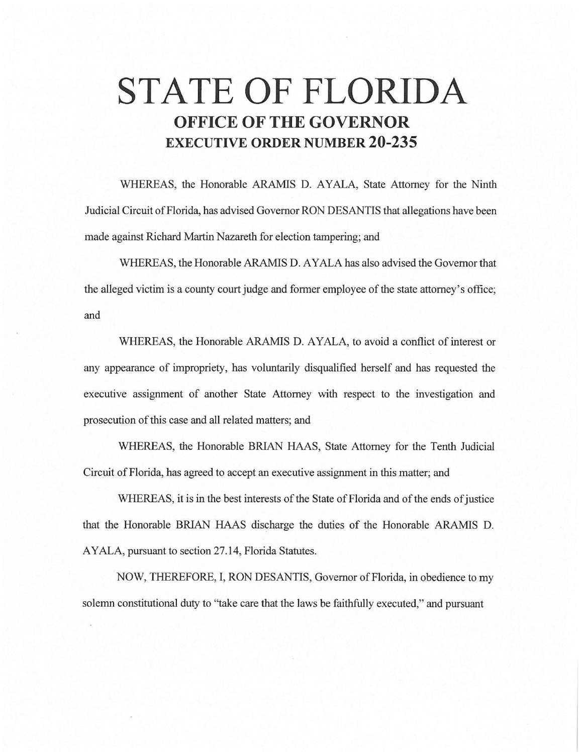# STATE OF FLORIDA

## OFFICE OF THE GOVERNOR

## EXECUTIVE ORDER NUMBER 20-235

WHEREAS, the Honorable ARAMIS D. AYALA, State Attorney for the Ninth Judicial Circuit of Florida, has advised Governor RON DESANTIS that allegations have been made against Richard Martin Nazareth for election tampering; and

WHEREAS, the Honorable ARAMIS D. AYALA has also advised the Governor that the alleged victim is a county court judge and former employee of the state attorney's office; and

WHEREAS, the Honorable ARAMIS D. AYALA, to avoid a conflict of interest or any appearance of impropriety, has voluntarily disqualified herself and has requested the executive assignment of another State Attorney with respect to the investigation and prosecution of this case and all related matters; and

WHEREAS, the Honorable BRIAN HAAS, State Attorney for the Tenth Judicial Circuit of Florida, has agreed to accept an executive assignment in this matter; and

WHEREAS, it is in the best interests of the State of Florida and of the ends of justice that the Honorable BRIAN HAAS discharge the duties of the Honorable ARAMIS D. AYALA, pursuant to section 27.14, Florida Statutes.

NOW, THEREFORE, I, RON DESANTIS, Governor of Florida, in obedience to my solemn constitutional duty to "take care that the laws be faithfully executed," and pursuant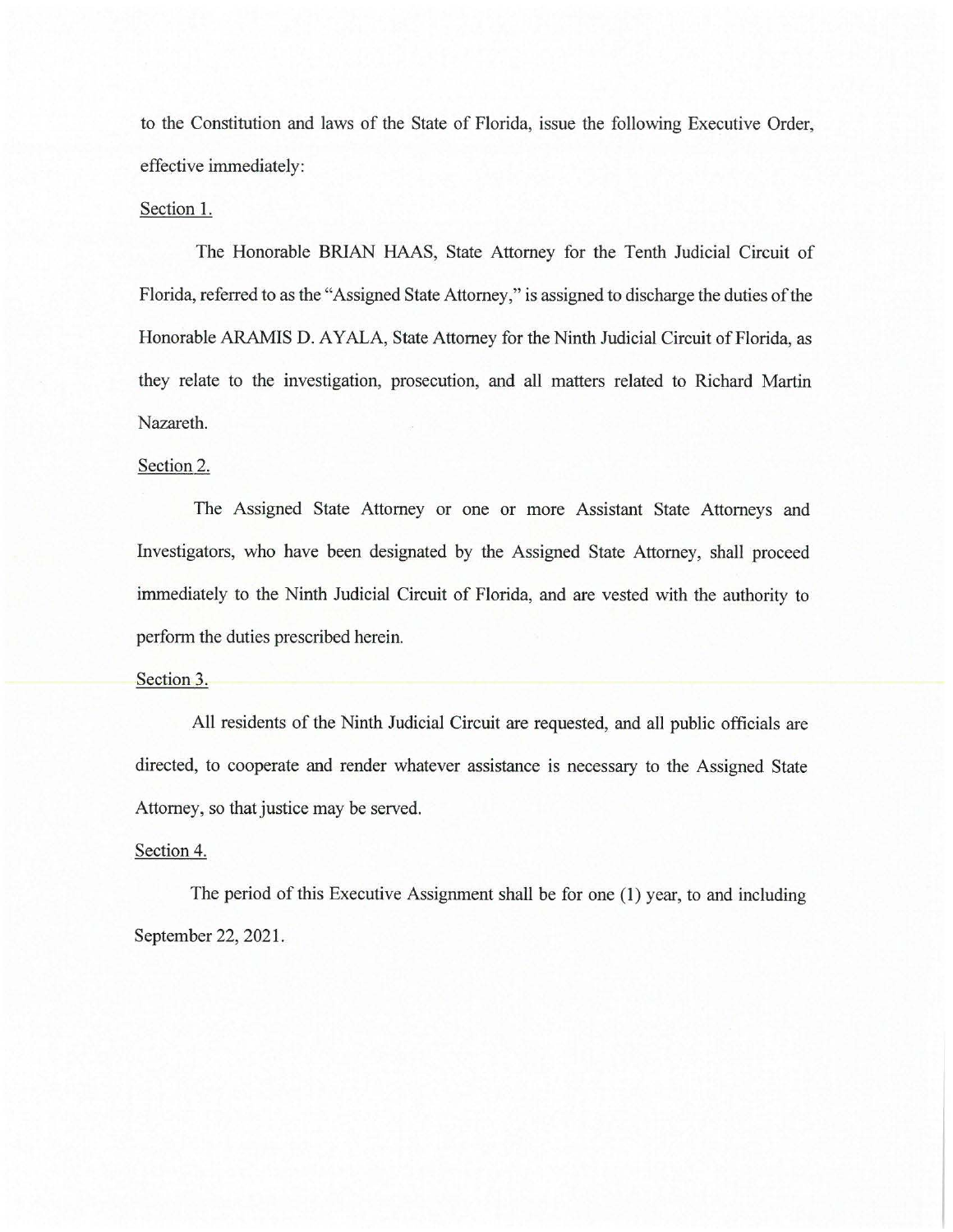to the Constitution and laws of the State of Florida, issue the following Executive Order, effective immediately:

<u>Section 1.</u>

The Honorable BRIAN HAAS, State Attorney for the Tenth Judicial Circuit of Florida, referred to as the "Assigned State Attorney," is assigned to discharge the duties of the Honorable ARAMIS D. AYALA, State Attorney for the Ninth Judicial Circuit of Florida, as they relate to the investigation, prosecution, and all matters related to Richard Martin Nazareth.

<u>Section 2.</u>

The Assigned State Attorney or one or more Assistant State Attorneys and Investigators, who have been designated by the Assigned State Attorney, shall proceed immediately to the Ninth Judicial Circuit of Florida, and are vested with the authority to perform the duties prescribed herein.

<u>Section 3.</u>

All residents of the Ninth Judicial Circuit are requested, and all public officials are directed, to cooperate and render whatever assistance is necessary to the Assigned State Attorney, so that justice may be served.

<u>Section 4.</u>

The period of this Executive Assignment shall be for one (1) year, to and including September 22, 2021.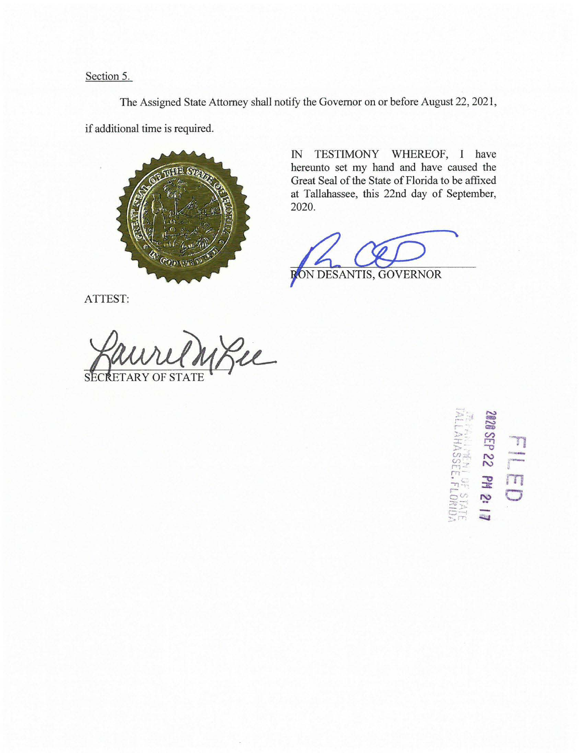Section 5.

The Assigned State Attorney shall notify the Governor on or before August 22, 2021, if additional time is required.

IN TESTIMONY WHEREOF, I have hereunto set my hand and have caused the Great Seal of the State of Florida to be affixed at Tallahassee, this 22nd day of September, 2020.

RON DESANTIS, GOVERNOR

ATTEST:

SECRETARY OF STATE

FILED

2020 SEP 22 PM 2:17

DEPARTMENT OF STATE
TALLAHASSEE, FLORIDA